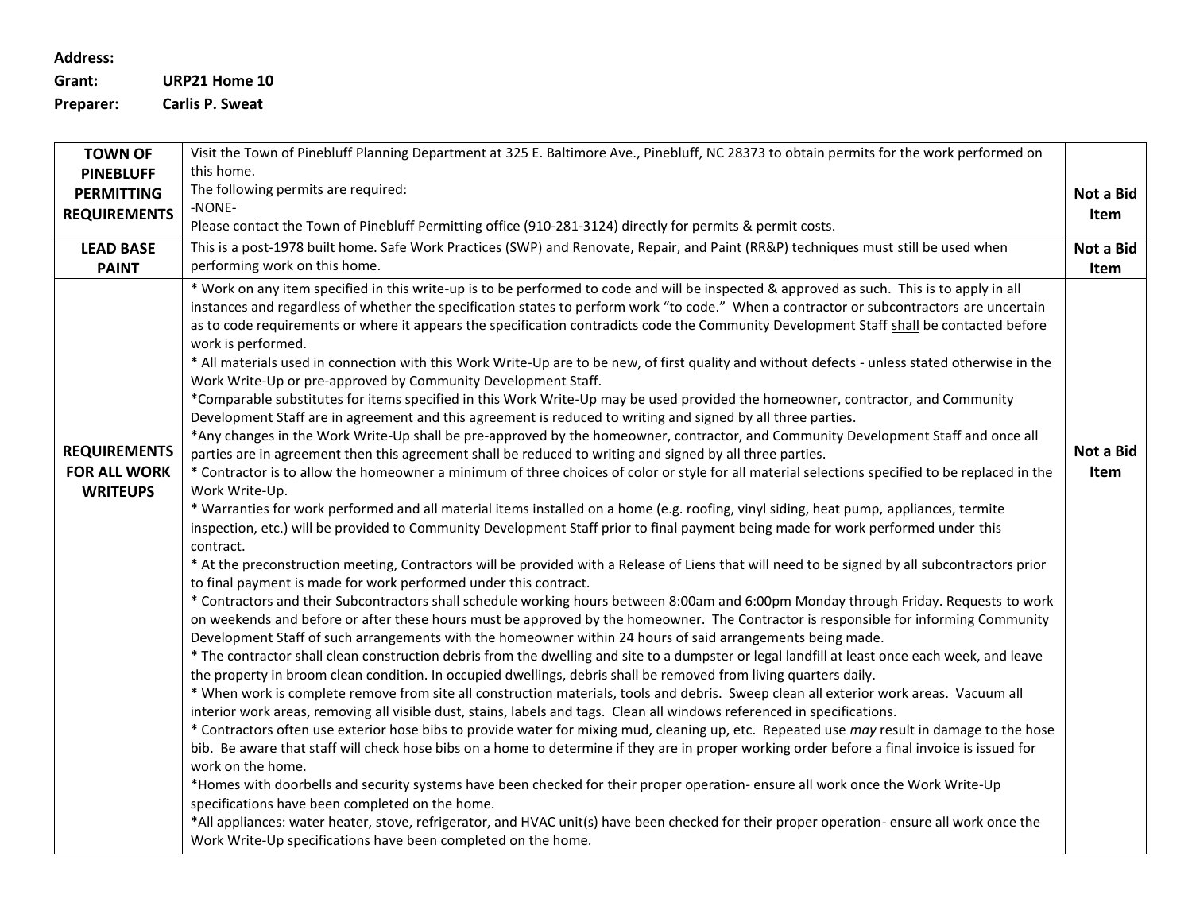**Address:**

**Grant:** **URP21 Home 10**

**Preparer:** **Carlis P. Sweat**

| | | |
|---|---|---|
| **TOWN OF PINEBLUFF PERMITTING REQUIREMENTS** | Visit the Town of Pinebluff Planning Department at 325 E. Baltimore Ave., Pinebluff, NC 28373 to obtain permits for the work performed on this home.<br>The following permits are required:<br>-NONE-<br>Please contact the Town of Pinebluff Permitting office (910-281-3124) directly for permits & permit costs. | **Not a Bid Item** |
| **LEAD BASE PAINT** | This is a post-1978 built home. Safe Work Practices (SWP) and Renovate, Repair, and Paint (RR&P) techniques must still be used when performing work on this home. | **Not a Bid Item** |
| **REQUIREMENTS FOR ALL WORK WRITEUPS** | * Work on any item specified in this write-up is to be performed to code and will be inspected & approved as such. This is to apply in all instances and regardless of whether the specification states to perform work "to code." When a contractor or subcontractors are uncertain as to code requirements or where it appears the specification contradicts code the Community Development Staff shall be contacted before work is performed.<br>* All materials used in connection with this Work Write-Up are to be new, of first quality and without defects - unless stated otherwise in the Work Write-Up or pre-approved by Community Development Staff.<br>*Comparable substitutes for items specified in this Work Write-Up may be used provided the homeowner, contractor, and Community Development Staff are in agreement and this agreement is reduced to writing and signed by all three parties.<br>*Any changes in the Work Write-Up shall be pre-approved by the homeowner, contractor, and Community Development Staff and once all parties are in agreement then this agreement shall be reduced to writing and signed by all three parties.<br>* Contractor is to allow the homeowner a minimum of three choices of color or style for all material selections specified to be replaced in the Work Write-Up.<br>* Warranties for work performed and all material items installed on a home (e.g. roofing, vinyl siding, heat pump, appliances, termite inspection, etc.) will be provided to Community Development Staff prior to final payment being made for work performed under this contract.<br>* At the preconstruction meeting, Contractors will be provided with a Release of Liens that will need to be signed by all subcontractors prior to final payment is made for work performed under this contract.<br>* Contractors and their Subcontractors shall schedule working hours between 8:00am and 6:00pm Monday through Friday. Requests to work on weekends and before or after these hours must be approved by the homeowner. The Contractor is responsible for informing Community Development Staff of such arrangements with the homeowner within 24 hours of said arrangements being made.<br>* The contractor shall clean construction debris from the dwelling and site to a dumpster or legal landfill at least once each week, and leave the property in broom clean condition. In occupied dwellings, debris shall be removed from living quarters daily.<br>* When work is complete remove from site all construction materials, tools and debris. Sweep clean all exterior work areas. Vacuum all interior work areas, removing all visible dust, stains, labels and tags. Clean all windows referenced in specifications.<br>* Contractors often use exterior hose bibs to provide water for mixing mud, cleaning up, etc. Repeated use *may* result in damage to the hose bib. Be aware that staff will check hose bibs on a home to determine if they are in proper working order before a final invoice is issued for work on the home.<br>*Homes with doorbells and security systems have been checked for their proper operation- ensure all work once the Work Write-Up specifications have been completed on the home.<br>*All appliances: water heater, stove, refrigerator, and HVAC unit(s) have been checked for their proper operation- ensure all work once the Work Write-Up specifications have been completed on the home. | **Not a Bid Item** |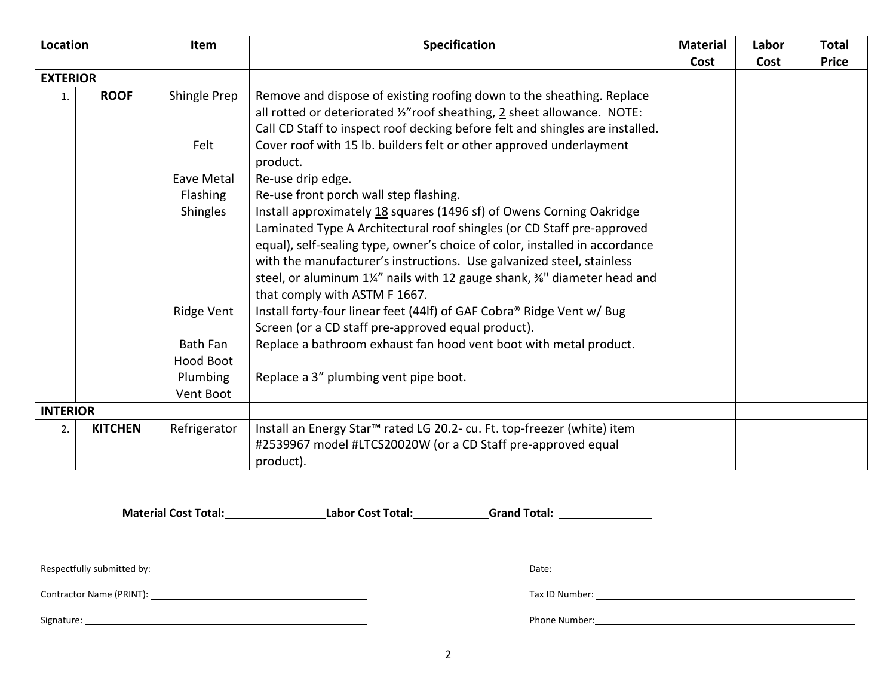| Location | | Item | Specification | Material Cost | Labor Cost | Total Price |
|---|---|---|---|---|---|---|
| **EXTERIOR** | | | | | | |
| 1. | **ROOF** | Shingle Prep | Remove and dispose of existing roofing down to the sheathing. Replace all rotted or deteriorated ½"roof sheathing, 2 sheet allowance. NOTE: Call CD Staff to inspect roof decking before felt and shingles are installed. | | | |
| | | Felt | Cover roof with 15 lb. builders felt or other approved underlayment product. | | | |
| | | Eave Metal | Re-use drip edge. | | | |
| | | Flashing | Re-use front porch wall step flashing. | | | |
| | | Shingles | Install approximately 18 squares (1496 sf) of Owens Corning Oakridge Laminated Type A Architectural roof shingles (or CD Staff pre-approved equal), self-sealing type, owner's choice of color, installed in accordance with the manufacturer's instructions. Use galvanized steel, stainless steel, or aluminum 1¼" nails with 12 gauge shank, ⅜" diameter head and that comply with ASTM F 1667. | | | |
| | | Ridge Vent | Install forty-four linear feet (44lf) of GAF Cobra® Ridge Vent w/ Bug Screen (or a CD staff pre-approved equal product). | | | |
| | | Bath Fan Hood Boot | Replace a bathroom exhaust fan hood vent boot with metal product. | | | |
| | | Plumbing Vent Boot | Replace a 3" plumbing vent pipe boot. | | | |
| **INTERIOR** | | | | | | |
| 2. | **KITCHEN** | Refrigerator | Install an Energy Star™ rated LG 20.2- cu. Ft. top-freezer (white) item #2539967 model #LTCS20020W (or a CD Staff pre-approved equal product). | | | |

**Material Cost Total:**\_\_\_\_\_\_\_\_\_\_\_\_\_\_\_\_ **Labor Cost Total:**\_\_\_\_\_\_\_\_\_\_\_\_ **Grand Total:** \_\_\_\_\_\_\_\_\_\_\_\_\_\_\_

Respectfully submitted by: \_\_\_\_\_\_\_\_\_\_\_\_\_\_\_\_\_\_\_\_\_\_\_\_\_\_\_\_\_\_\_\_\_\_\_\_\_\_\_\_ Date: \_\_\_\_\_\_\_\_\_\_\_\_\_\_\_\_\_\_\_\_\_\_\_\_\_\_\_\_\_\_\_\_\_\_\_\_\_\_\_\_

Contractor Name (PRINT): \_\_\_\_\_\_\_\_\_\_\_\_\_\_\_\_\_\_\_\_\_\_\_\_\_\_\_\_\_\_\_\_\_\_\_\_\_\_\_\_ Tax ID Number: \_\_\_\_\_\_\_\_\_\_\_\_\_\_\_\_\_\_\_\_\_\_\_\_\_\_\_\_\_\_\_\_\_\_\_\_\_\_\_\_

Signature: \_\_\_\_\_\_\_\_\_\_\_\_\_\_\_\_\_\_\_\_\_\_\_\_\_\_\_\_\_\_\_\_\_\_\_\_\_\_\_\_\_\_\_\_\_\_\_\_ Phone Number: \_\_\_\_\_\_\_\_\_\_\_\_\_\_\_\_\_\_\_\_\_\_\_\_\_\_\_\_\_\_\_\_\_\_\_\_\_\_\_\_